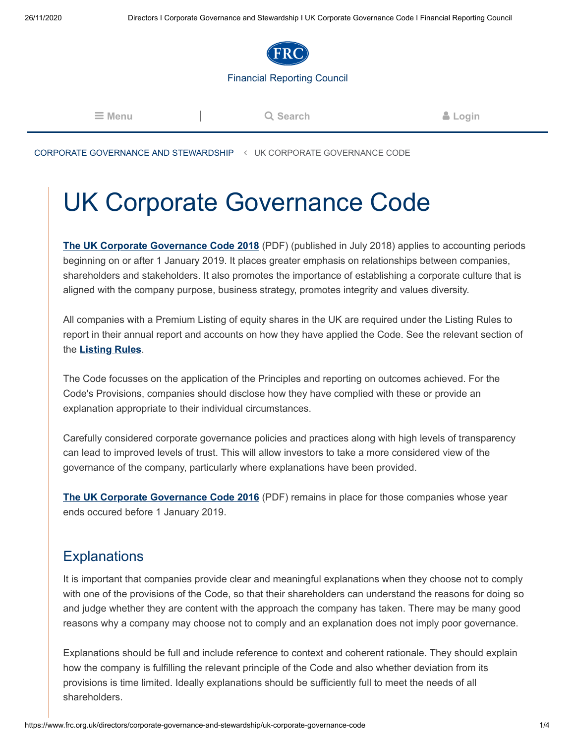# UK Corporate Governance Code

**The UK Corporate Governance Code 2018** (PDF) (published in July 2018) applies to accounting periods beginning on or after 1 January 2019. It places greater emphasis on relationships between companies, shareholders and stakeholders. It also promotes the importance of establishing a corporate culture that is aligned with the company purpose, business strategy, promotes integrity and values diversity.

All companies with a Premium Listing of equity shares in the UK are required under the Listing Rules to report in their annual report and accounts on how they have applied the Code. See the relevant section of the **Listing Rules**.

The Code focusses on the application of the Principles and reporting on outcomes achieved. For the Code's Provisions, companies should disclose how they have complied with these or provide an explanation appropriate to their individual circumstances.

Carefully considered corporate governance policies and practices along with high levels of transparency can lead to improved levels of trust. This will allow investors to take a more considered view of the governance of the company, particularly where explanations have been provided.

**The UK Corporate Governance Code 2016** (PDF) remains in place for those companies whose year ends occured before 1 January 2019.

## Explanations

It is important that companies provide clear and meaningful explanations when they choose not to comply with one of the provisions of the Code, so that their shareholders can understand the reasons for doing so and judge whether they are content with the approach the company has taken. There may be many good reasons why a company may choose not to comply and an explanation does not imply poor governance.

Explanations should be full and include reference to context and coherent rationale. They should explain how the company is fulfilling the relevant principle of the Code and also whether deviation from its provisions is time limited. Ideally explanations should be sufficiently full to meet the needs of all shareholders.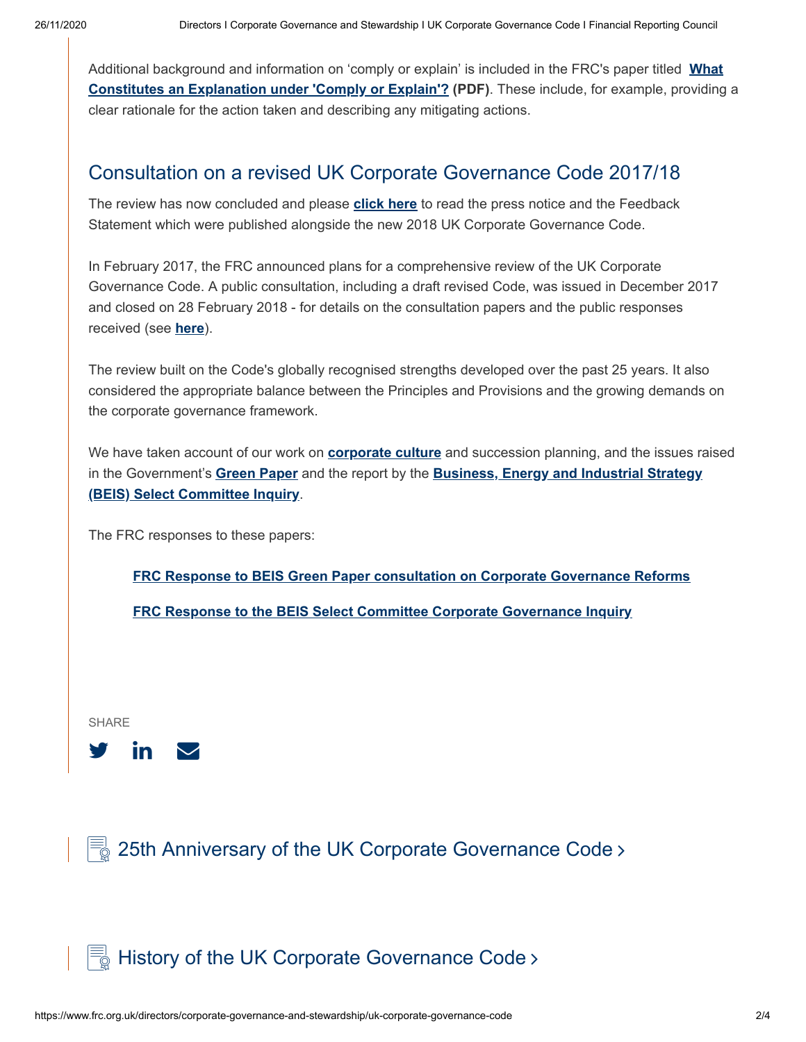Additional background and information on 'comply or explain' is included in the FRC's paper titled **What Constitutes an Explanation under 'Comply or Explain'?** **(PDF)**. These include, for example, providing a clear rationale for the action taken and describing any mitigating actions.

## Consultation on a revised UK Corporate Governance Code 2017/18

The review has now concluded and please **click here** to read the press notice and the Feedback Statement which were published alongside the new 2018 UK Corporate Governance Code.

In February 2017, the FRC announced plans for a comprehensive review of the UK Corporate Governance Code. A public consultation, including a draft revised Code, was issued in December 2017 and closed on 28 February 2018 - for details on the consultation papers and the public responses received (see **here**).

The review built on the Code's globally recognised strengths developed over the past 25 years. It also considered the appropriate balance between the Principles and Provisions and the growing demands on the corporate governance framework.

We have taken account of our work on **corporate culture** and succession planning, and the issues raised in the Government's **Green Paper** and the report by the **Business, Energy and Industrial Strategy (BEIS) Select Committee Inquiry**.

The FRC responses to these papers:

- **FRC Response to BEIS Green Paper consultation on Corporate Governance Reforms**
- **FRC Response to the BEIS Select Committee Corporate Governance Inquiry**

SHARE

## 25th Anniversary of the UK Corporate Governance Code ›

## History of the UK Corporate Governance Code ›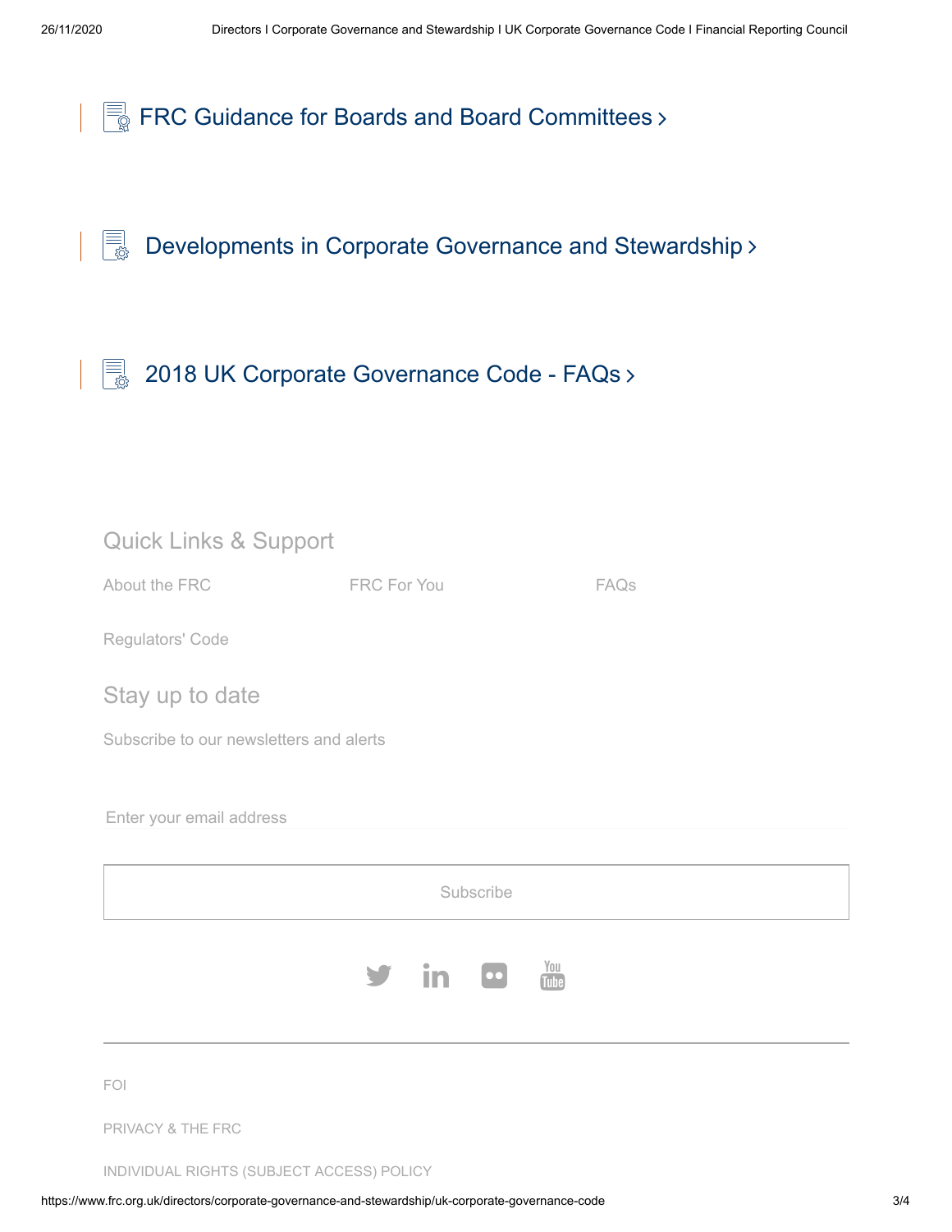FRC Guidance for Boards and Board Committees ›

Developments in Corporate Governance and Stewardship ›

2018 UK Corporate Governance Code - FAQs ›

## Quick Links & Support

About the FRC

FRC For You

FAQs

Regulators' Code

## Stay up to date

Subscribe to our newsletters and alerts

Enter your email address

Subscribe

FOI

PRIVACY & THE FRC

INDIVIDUAL RIGHTS (SUBJECT ACCESS) POLICY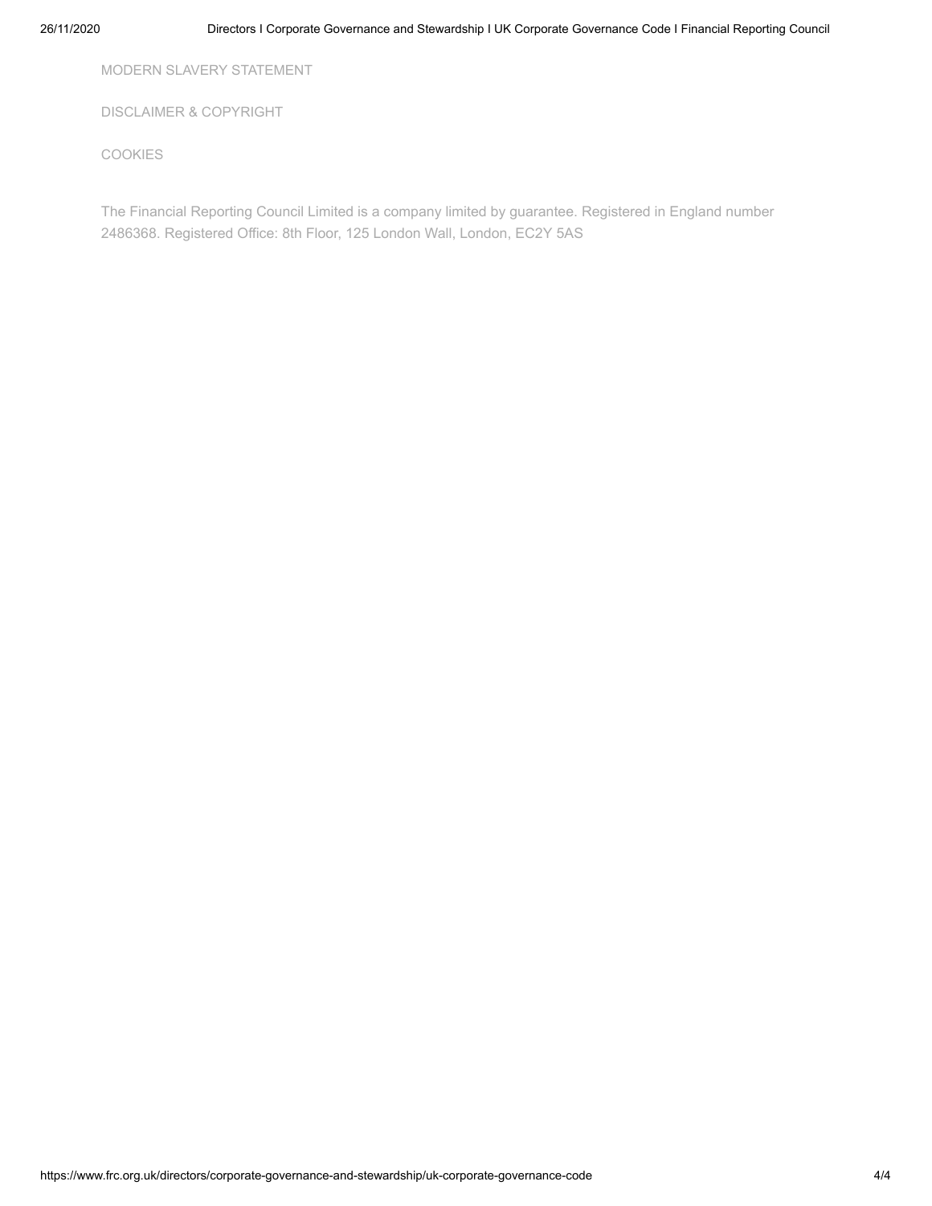MODERN SLAVERY STATEMENT

DISCLAIMER & COPYRIGHT

COOKIES

The Financial Reporting Council Limited is a company limited by guarantee. Registered in England number 2486368. Registered Office: 8th Floor, 125 London Wall, London, EC2Y 5AS